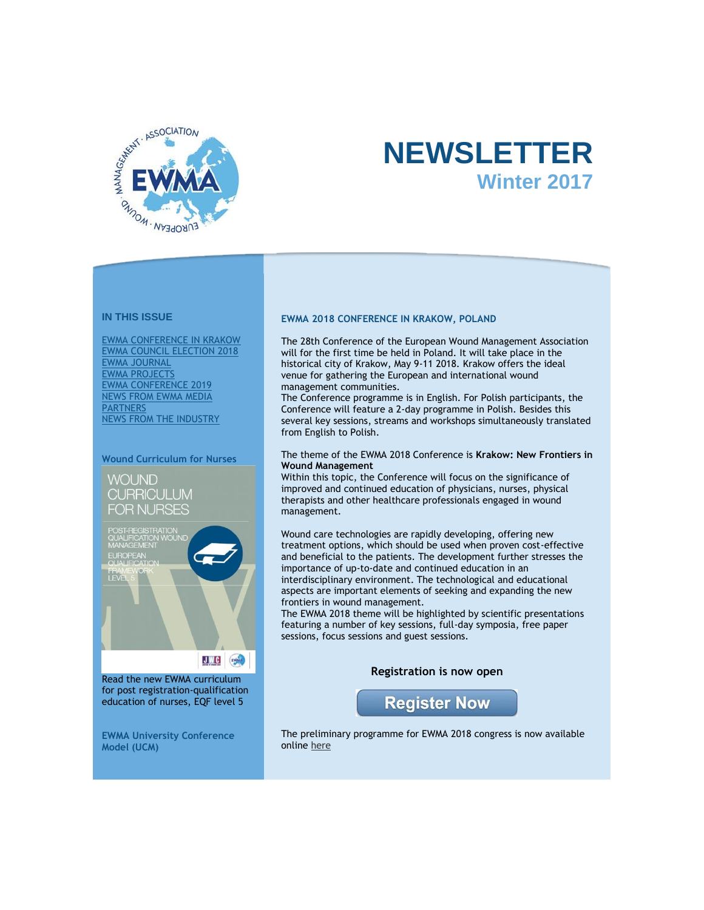# NEWSLETTER

## Winter 2017

### IN THIS ISSUE

- EWMA CONFERENCE IN KRAKOW
- EWMA COUNCIL ELECTION 2018
- EWMA JOURNAL
- EWMA PROJECTS
- EWMA CONFERENCE 2019
- NEWS FROM EWMA MEDIA
- PARTNERS
- NEWS FROM THE INDUSTRY

**Wound Curriculum for Nurses**

WOUND CURRICULUM FOR NURSES

POST-REGISTRATION QUALIFICATION WOUND MANAGEMENT

EUROPEAN QUALIFICATION FRAMEWORK LEVEL 5

Read the new EWMA curriculum for post registration-qualification education of nurses, EQF level 5

**EWMA University Conference Model (UCM)**

### EWMA 2018 CONFERENCE IN KRAKOW, POLAND

The 28th Conference of the European Wound Management Association will for the first time be held in Poland. It will take place in the historical city of Krakow, May 9-11 2018. Krakow offers the ideal venue for gathering the European and international wound management communities.

The Conference programme is in English. For Polish participants, the Conference will feature a 2-day programme in Polish. Besides this several key sessions, streams and workshops simultaneously translated from English to Polish.

The theme of the EWMA 2018 Conference is **Krakow: New Frontiers in Wound Management**

Within this topic, the Conference will focus on the significance of improved and continued education of physicians, nurses, physical therapists and other healthcare professionals engaged in wound management.

Wound care technologies are rapidly developing, offering new treatment options, which should be used when proven cost-effective and beneficial to the patients. The development further stresses the importance of up-to-date and continued education in an interdisciplinary environment. The technological and educational aspects are important elements of seeking and expanding the new frontiers in wound management.

The EWMA 2018 theme will be highlighted by scientific presentations featuring a number of key sessions, full-day symposia, free paper sessions, focus sessions and guest sessions.

**Registration is now open**

Register Now

The preliminary programme for EWMA 2018 congress is now available online here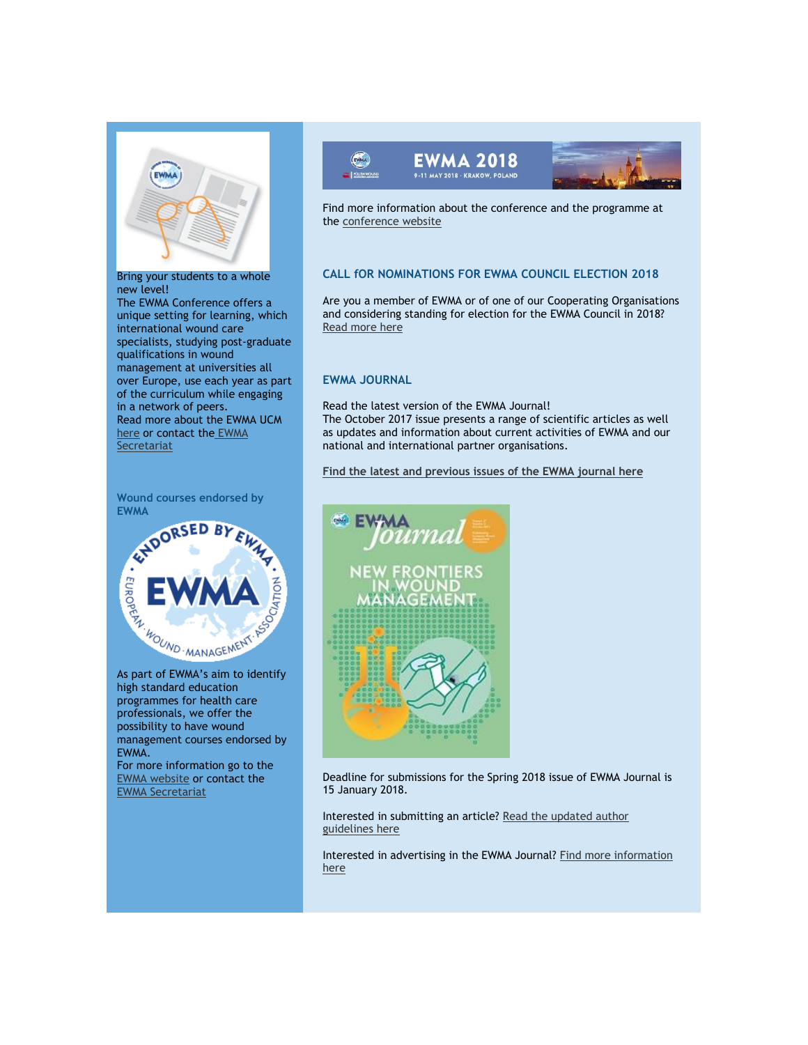Bring your students to a whole new level!
The EWMA Conference offers a unique setting for learning, which international wound care specialists, studying post-graduate qualifications in wound management at universities all over Europe, use each year as part of the curriculum while engaging in a network of peers.
Read more about the EWMA UCM here or contact the EWMA Secretariat

### Wound courses endorsed by EWMA

As part of EWMA's aim to identify high standard education programmes for health care professionals, we offer the possibility to have wound management courses endorsed by EWMA.
For more information go to the EWMA website or contact the EWMA Secretariat

Find more information about the conference and the programme at the conference website

### CALL fOR NOMINATIONS FOR EWMA COUNCIL ELECTION 2018

Are you a member of EWMA or of one of our Cooperating Organisations and considering standing for election for the EWMA Council in 2018? Read more here

### EWMA JOURNAL

Read the latest version of the EWMA Journal!
The October 2017 issue presents a range of scientific articles as well as updates and information about current activities of EWMA and our national and international partner organisations.

**Find the latest and previous issues of the EWMA journal here**

Deadline for submissions for the Spring 2018 issue of EWMA Journal is 15 January 2018.

Interested in submitting an article? Read the updated author guidelines here

Interested in advertising in the EWMA Journal? Find more information here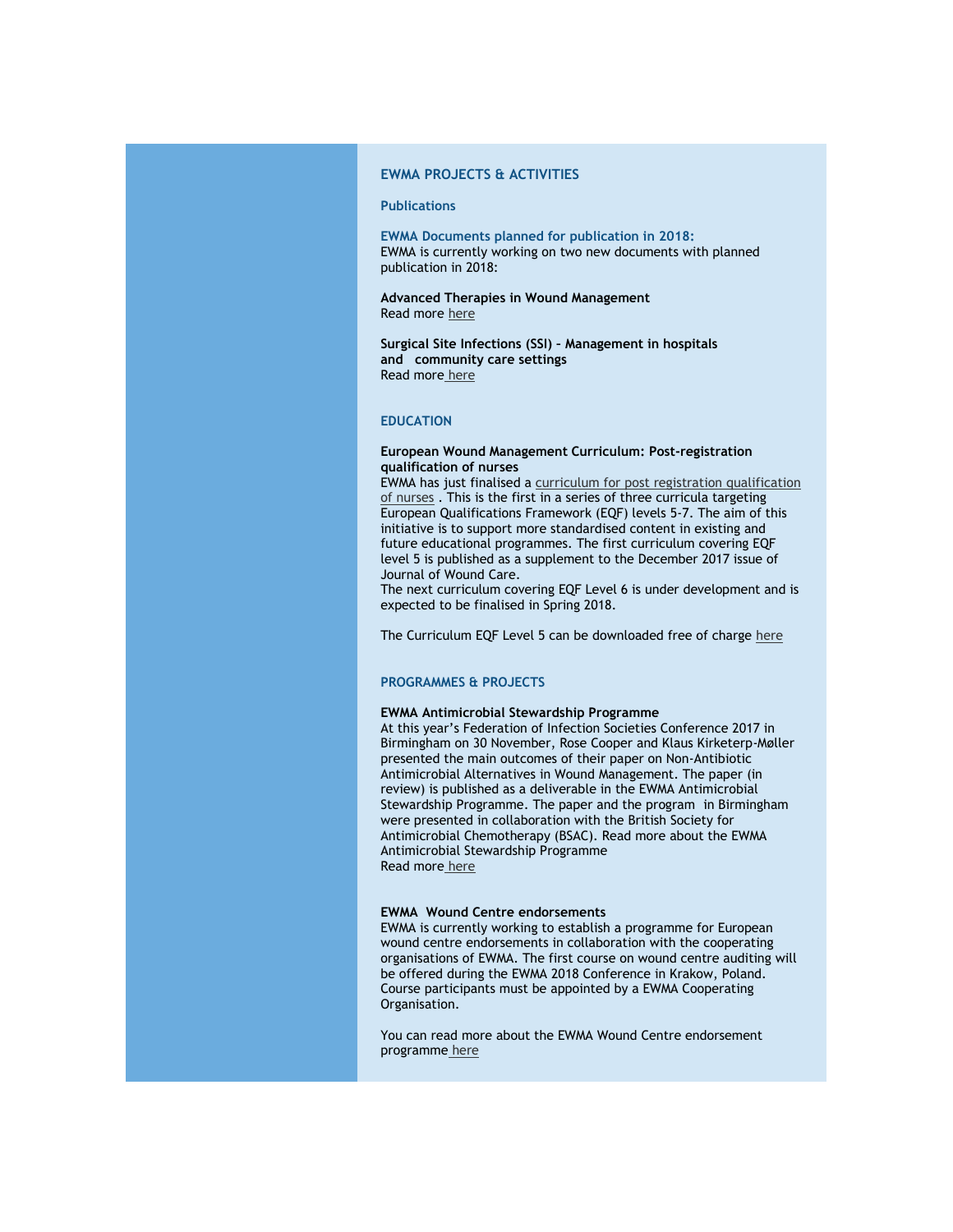## EWMA PROJECTS & ACTIVITIES

### Publications

**EWMA Documents planned for publication in 2018:**
EWMA is currently working on two new documents with planned publication in 2018:

**Advanced Therapies in Wound Management**
Read more here

**Surgical Site Infections (SSI) – Management in hospitals and community care settings**
Read more here

## EDUCATION

**European Wound Management Curriculum: Post-registration qualification of nurses**
EWMA has just finalised a curriculum for post registration qualification of nurses . This is the first in a series of three curricula targeting European Qualifications Framework (EQF) levels 5-7. The aim of this initiative is to support more standardised content in existing and future educational programmes. The first curriculum covering EQF level 5 is published as a supplement to the December 2017 issue of Journal of Wound Care.
The next curriculum covering EQF Level 6 is under development and is expected to be finalised in Spring 2018.

The Curriculum EQF Level 5 can be downloaded free of charge here

## PROGRAMMES & PROJECTS

**EWMA Antimicrobial Stewardship Programme**
At this year's Federation of Infection Societies Conference 2017 in Birmingham on 30 November, Rose Cooper and Klaus Kirketerp-Møller presented the main outcomes of their paper on Non-Antibiotic Antimicrobial Alternatives in Wound Management. The paper (in review) is published as a deliverable in the EWMA Antimicrobial Stewardship Programme. The paper and the program in Birmingham were presented in collaboration with the British Society for Antimicrobial Chemotherapy (BSAC). Read more about the EWMA Antimicrobial Stewardship Programme
Read more here

**EWMA Wound Centre endorsements**
EWMA is currently working to establish a programme for European wound centre endorsements in collaboration with the cooperating organisations of EWMA. The first course on wound centre auditing will be offered during the EWMA 2018 Conference in Krakow, Poland. Course participants must be appointed by a EWMA Cooperating Organisation.

You can read more about the EWMA Wound Centre endorsement programme here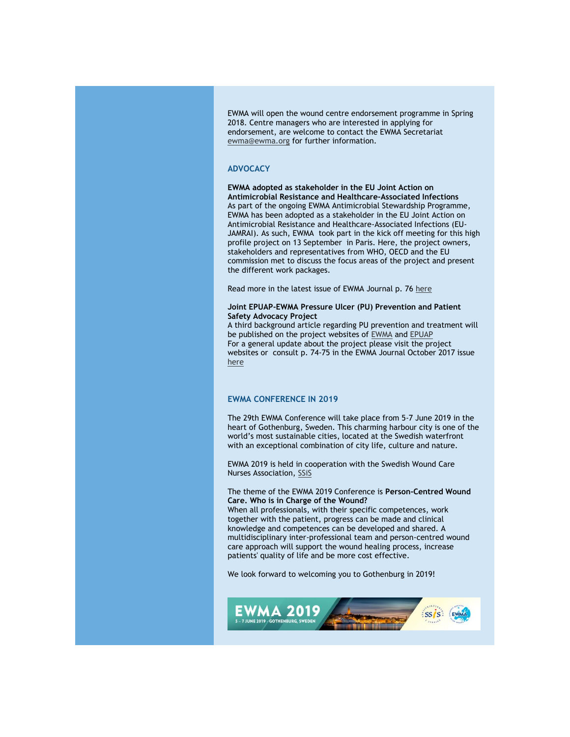EWMA will open the wound centre endorsement programme in Spring 2018. Centre managers who are interested in applying for endorsement, are welcome to contact the EWMA Secretariat ewma@ewma.org for further information.

## ADVOCACY

**EWMA adopted as stakeholder in the EU Joint Action on Antimicrobial Resistance and Healthcare-Associated Infections**

As part of the ongoing EWMA Antimicrobial Stewardship Programme, EWMA has been adopted as a stakeholder in the EU Joint Action on Antimicrobial Resistance and Healthcare-Associated Infections (EU-JAMRAI). As such, EWMA took part in the kick off meeting for this high profile project on 13 September in Paris. Here, the project owners, stakeholders and representatives from WHO, OECD and the EU commission met to discuss the focus areas of the project and present the different work packages.

Read more in the latest issue of EWMA Journal p. 76 here

**Joint EPUAP-EWMA Pressure Ulcer (PU) Prevention and Patient Safety Advocacy Project**

A third background article regarding PU prevention and treatment will be published on the project websites of EWMA and EPUAP

For a general update about the project please visit the project websites or consult p. 74-75 in the EWMA Journal October 2017 issue here

## EWMA CONFERENCE IN 2019

The 29th EWMA Conference will take place from 5-7 June 2019 in the heart of Gothenburg, Sweden. This charming harbour city is one of the world's most sustainable cities, located at the Swedish waterfront with an exceptional combination of city life, culture and nature.

EWMA 2019 is held in cooperation with the Swedish Wound Care Nurses Association, SSiS

The theme of the EWMA 2019 Conference is **Person-Centred Wound Care. Who is in Charge of the Wound?**

When all professionals, with their specific competences, work together with the patient, progress can be made and clinical knowledge and competences can be developed and shared. A multidisciplinary inter-professional team and person-centred wound care approach will support the wound healing process, increase patients' quality of life and be more cost effective.

We look forward to welcoming you to Gothenburg in 2019!

EWMA 2019
5 – 7 JUNE 2019 GOTHENBURG, SWEDEN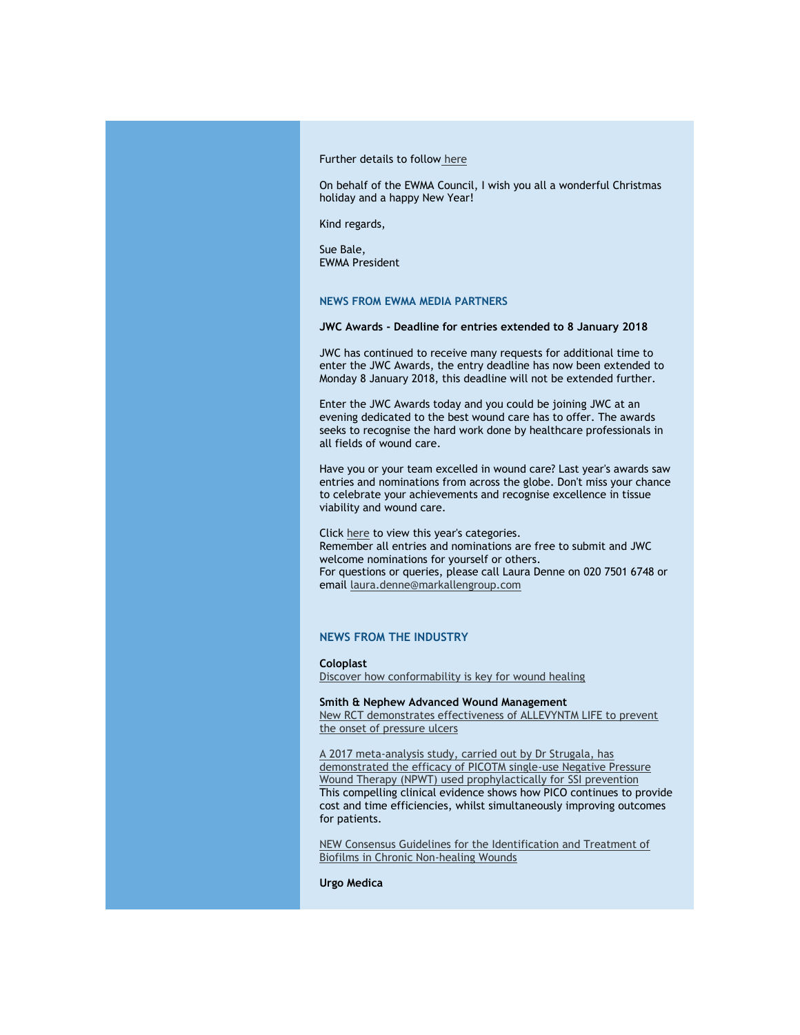Further details to follow here

On behalf of the EWMA Council, I wish you all a wonderful Christmas holiday and a happy New Year!

Kind regards,

Sue Bale,
EWMA President

## NEWS FROM EWMA MEDIA PARTNERS

**JWC Awards - Deadline for entries extended to 8 January 2018**

JWC has continued to receive many requests for additional time to enter the JWC Awards, the entry deadline has now been extended to Monday 8 January 2018, this deadline will not be extended further.

Enter the JWC Awards today and you could be joining JWC at an evening dedicated to the best wound care has to offer. The awards seeks to recognise the hard work done by healthcare professionals in all fields of wound care.

Have you or your team excelled in wound care? Last year's awards saw entries and nominations from across the globe. Don't miss your chance to celebrate your achievements and recognise excellence in tissue viability and wound care.

Click here to view this year's categories.
Remember all entries and nominations are free to submit and JWC welcome nominations for yourself or others.
For questions or queries, please call Laura Denne on 020 7501 6748 or email laura.denne@markallengroup.com

## NEWS FROM THE INDUSTRY

**Coloplast**
Discover how conformability is key for wound healing

**Smith & Nephew Advanced Wound Management**
New RCT demonstrates effectiveness of ALLEVYNTM LIFE to prevent the onset of pressure ulcers

A 2017 meta-analysis study, carried out by Dr Strugala, has demonstrated the efficacy of PICOTM single-use Negative Pressure Wound Therapy (NPWT) used prophylactically for SSI prevention
This compelling clinical evidence shows how PICO continues to provide cost and time efficiencies, whilst simultaneously improving outcomes for patients.

NEW Consensus Guidelines for the Identification and Treatment of Biofilms in Chronic Non-healing Wounds

**Urgo Medica**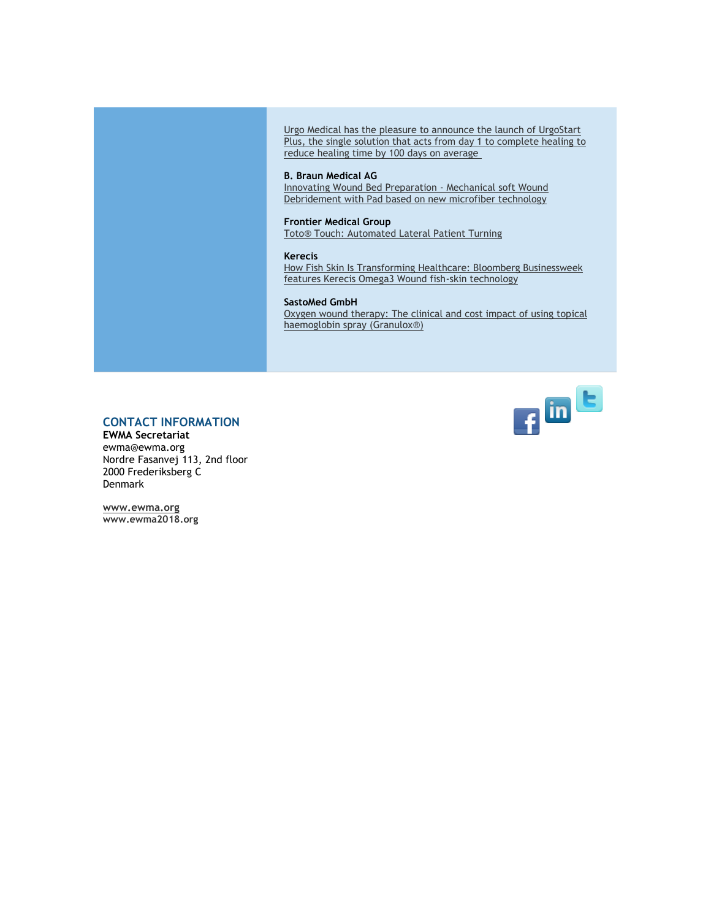Urgo Medical has the pleasure to announce the launch of UrgoStart Plus, the single solution that acts from day 1 to complete healing to reduce healing time by 100 days on average

**B. Braun Medical AG**
Innovating Wound Bed Preparation - Mechanical soft Wound Debridement with Pad based on new microfiber technology

**Frontier Medical Group**
Toto® Touch: Automated Lateral Patient Turning

**Kerecis**
How Fish Skin Is Transforming Healthcare: Bloomberg Businessweek features Kerecis Omega3 Wound fish-skin technology

**SastoMed GmbH**
Oxygen wound therapy: The clinical and cost impact of using topical haemoglobin spray (Granulox®)

## CONTACT INFORMATION

**EWMA Secretariat**
ewma@ewma.org
Nordre Fasanvej 113, 2nd floor
2000 Frederiksberg C
Denmark

www.ewma.org
www.ewma2018.org